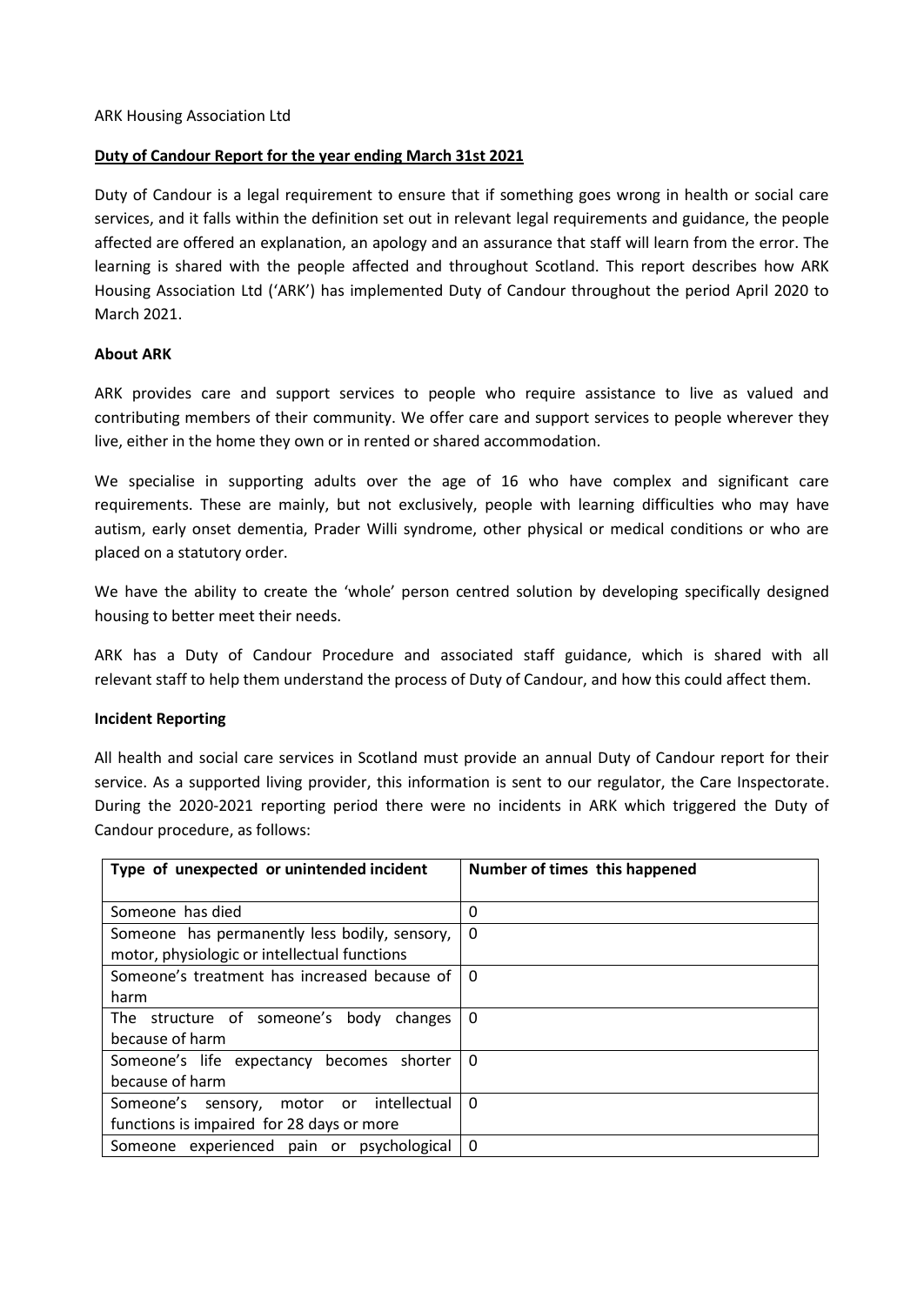ARK Housing Association Ltd

**Duty of Candour Report for the year ending March 31st 2021**

Duty of Candour is a legal requirement to ensure that if something goes wrong in health or social care services, and it falls within the definition set out in relevant legal requirements and guidance, the people affected are offered an explanation, an apology and an assurance that staff will learn from the error. The learning is shared with the people affected and throughout Scotland. This report describes how ARK Housing Association Ltd ('ARK') has implemented Duty of Candour throughout the period April 2020 to March 2021.

**About ARK**

ARK provides care and support services to people who require assistance to live as valued and contributing members of their community. We offer care and support services to people wherever they live, either in the home they own or in rented or shared accommodation.

We specialise in supporting adults over the age of 16 who have complex and significant care requirements. These are mainly, but not exclusively, people with learning difficulties who may have autism, early onset dementia, Prader Willi syndrome, other physical or medical conditions or who are placed on a statutory order.

We have the ability to create the 'whole' person centred solution by developing specifically designed housing to better meet their needs.

ARK has a Duty of Candour Procedure and associated staff guidance, which is shared with all relevant staff to help them understand the process of Duty of Candour, and how this could affect them.

**Incident Reporting**

All health and social care services in Scotland must provide an annual Duty of Candour report for their service. As a supported living provider, this information is sent to our regulator, the Care Inspectorate. During the 2020-2021 reporting period there were no incidents in ARK which triggered the Duty of Candour procedure, as follows:

| Type of unexpected or unintended incident | Number of times this happened |
|---|---|
| Someone has died | 0 |
| Someone has permanently less bodily, sensory, motor, physiologic or intellectual functions | 0 |
| Someone's treatment has increased because of harm | 0 |
| The structure of someone's body changes because of harm | 0 |
| Someone's life expectancy becomes shorter because of harm | 0 |
| Someone's sensory, motor or intellectual functions is impaired for 28 days or more | 0 |
| Someone experienced pain or psychological | 0 |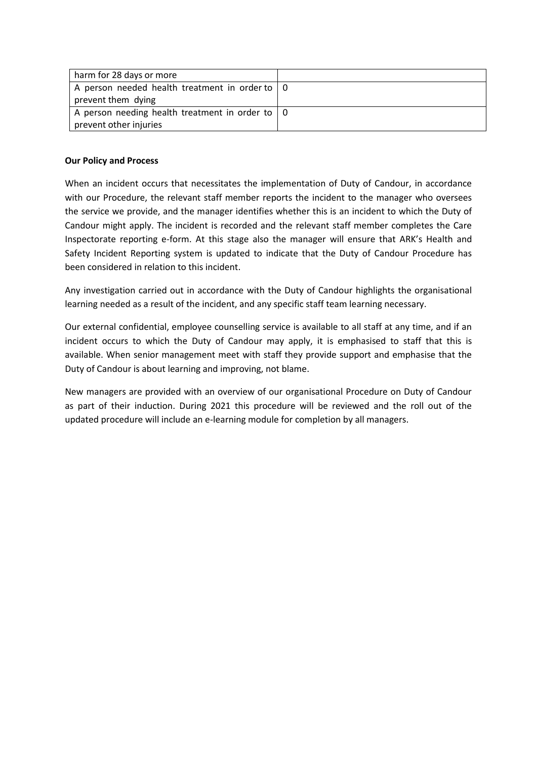| | |
|---|---|
| harm for 28 days or more | |
| A person needed health treatment in order to prevent them dying | 0 |
| A person needing health treatment in order to prevent other injuries | 0 |

**Our Policy and Process**

When an incident occurs that necessitates the implementation of Duty of Candour, in accordance with our Procedure, the relevant staff member reports the incident to the manager who oversees the service we provide, and the manager identifies whether this is an incident to which the Duty of Candour might apply. The incident is recorded and the relevant staff member completes the Care Inspectorate reporting e-form. At this stage also the manager will ensure that ARK's Health and Safety Incident Reporting system is updated to indicate that the Duty of Candour Procedure has been considered in relation to this incident.

Any investigation carried out in accordance with the Duty of Candour highlights the organisational learning needed as a result of the incident, and any specific staff team learning necessary.

Our external confidential, employee counselling service is available to all staff at any time, and if an incident occurs to which the Duty of Candour may apply, it is emphasised to staff that this is available. When senior management meet with staff they provide support and emphasise that the Duty of Candour is about learning and improving, not blame.

New managers are provided with an overview of our organisational Procedure on Duty of Candour as part of their induction. During 2021 this procedure will be reviewed and the roll out of the updated procedure will include an e-learning module for completion by all managers.